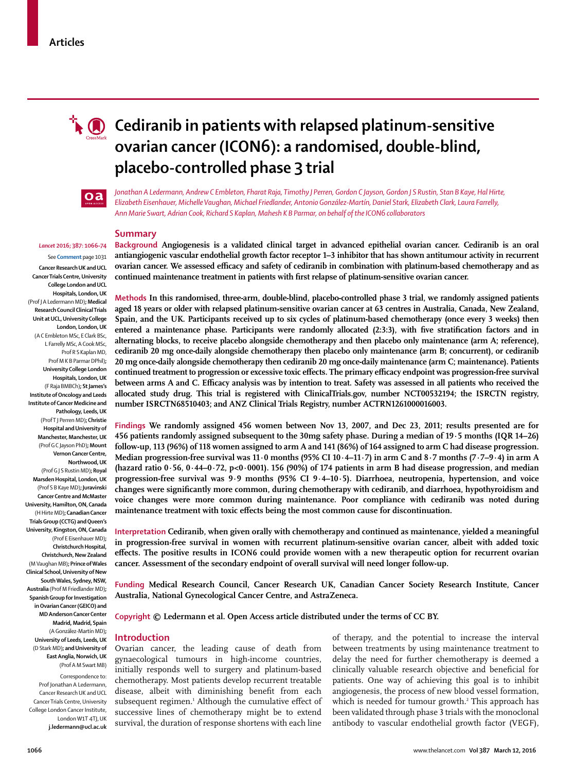# Cediranib in patients with relapsed platinum-sensitive ovarian cancer (ICON6): a randomised, double-blind, placebo-controlled phase 3 trial

*Jonathan A Ledermann, Andrew C Embleton, Fharat Raja, Timothy J Perren, Gordon C Jayson, Gordon J S Rustin, Stan B Kaye, Hal Hirte, Elizabeth Eisenhauer, Michelle Vaughan, Michael Friedlander, Antonio González-Martín, Daniel Stark, Elizabeth Clark, Laura Farrelly, Ann Marie Swart, Adrian Cook, Richard S Kaplan, Mahesh K B Parmar, on behalf of the ICON6 collaborators*

*Lancet* 2016; 387: 1066–74

See **Comment** page 1031

**Cancer Research UK and UCL Cancer Trials Centre, University College London and UCL Hospitals, London, UK** (Prof J A Ledermann MD)**; Medical Research Council Clinical Trials Unit at UCL, University College London, London, UK** (A C Embleton MSc, E Clark BSc, L Farrelly MSc, A Cook MSc, Prof R S Kaplan MD, Prof M K B Parmar DPhil)**; University College London Hospitals, London, UK** (F Raja BMBCh)**; St James's Institute of Oncology and Leeds Institute of Cancer Medicine and Pathology, Leeds, UK** (Prof T J Perren MD)**; Christie Hospital and University of Manchester, Manchester, UK** (Prof G C Jayson PhD)**; Mount Vernon Cancer Centre, Northwood, UK** (Prof G J S Rustin MD)**; Royal Marsden Hospital, London, UK** (Prof S B Kaye MD)**; Juravinski Cancer Centre and McMaster University, Hamilton, ON, Canada** (H Hirte MD)**; Canadian Cancer Trials Group (CCTG) and Queen's University, Kingston, ON, Canada** (Prof E Eisenhauer MD)**; Christchurch Hospital, Christchurch, New Zealand** (M Vaughan MB)**; Prince of Wales Clinical School, University of New South Wales, Sydney, NSW, Australia** (Prof M Friedlander MD)**; Spanish Group for Investigation in Ovarian Cancer (GEICO) and MD Anderson Cancer Center Madrid, Madrid, Spain** (A González-Martín MD)**; University of Leeds, Leeds, UK** (D Stark MD)**; and University of East Anglia, Norwich, UK** (Prof A M Swart MB)

Correspondence to: Prof Jonathan A Ledermann, Cancer Research UK and UCL Cancer Trials Centre, University College London Cancer Institute, London W1T 4TJ, UK **j.ledermann@ucl.ac.uk**

## Summary

**Background** **Angiogenesis is a validated clinical target in advanced epithelial ovarian cancer. Cediranib is an oral antiangiogenic vascular endothelial growth factor receptor 1–3 inhibitor that has shown antitumour activity in recurrent ovarian cancer. We assessed efficacy and safety of cediranib in combination with platinum-based chemotherapy and as continued maintenance treatment in patients with first relapse of platinum-sensitive ovarian cancer.**

**Methods** **In this randomised, three-arm, double-blind, placebo-controlled phase 3 trial, we randomly assigned patients aged 18 years or older with relapsed platinum-sensitive ovarian cancer at 63 centres in Australia, Canada, New Zealand, Spain, and the UK. Participants received up to six cycles of platinum-based chemotherapy (once every 3 weeks) then entered a maintenance phase. Participants were randomly allocated (2:3:3), with five stratification factors and in alternating blocks, to receive placebo alongside chemotherapy and then placebo only maintenance (arm A; reference), cediranib 20 mg once-daily alongside chemotherapy then placebo only maintenance (arm B; concurrent), or cediranib 20 mg once-daily alongside chemotherapy then cediranib 20 mg once-daily maintenance (arm C; maintenance). Patients continued treatment to progression or excessive toxic effects. The primary efficacy endpoint was progression-free survival between arms A and C. Efficacy analysis was by intention to treat. Safety was assessed in all patients who received the allocated study drug. This trial is registered with ClinicalTrials.gov, number NCT00532194; the ISRCTN registry, number ISRCTN68510403; and ANZ Clinical Trials Registry, number ACTRN1261000016003.**

**Findings** **We randomly assigned 456 women between Nov 13, 2007, and Dec 23, 2011; results presented are for 456 patients randomly assigned subsequent to the 30mg safety phase. During a median of 19·5 months (IQR 14–26) follow-up, 113 (96%) of 118 women assigned to arm A and 141 (86%) of 164 assigned to arm C had disease progression. Median progression-free survival was 11·0 months (95% CI 10·4–11·7) in arm C and 8·7 months (7·7–9·4) in arm A (hazard ratio 0·56, 0·44–0·72, p<0·0001). 156 (90%) of 174 patients in arm B had disease progression, and median progression-free survival was 9·9 months (95% CI 9·4–10·5). Diarrhoea, neutropenia, hypertension, and voice changes were significantly more common, during chemotherapy with cediranib, and diarrhoea, hypothyroidism and voice changes were more common during maintenance. Poor compliance with cediranib was noted during maintenance treatment with toxic effects being the most common cause for discontinuation.**

**Interpretation** **Cediranib, when given orally with chemotherapy and continued as maintenance, yielded a meaningful in progression-free survival in women with recurrent platinum-sensitive ovarian cancer, albeit with added toxic effects. The positive results in ICON6 could provide women with a new therapeutic option for recurrent ovarian cancer. Assessment of the secondary endpoint of overall survival will need longer follow-up.**

**Funding** **Medical Research Council, Cancer Research UK, Canadian Cancer Society Research Institute, Cancer Australia, National Gynecological Cancer Centre, and AstraZeneca.**

**Copyright** **© Ledermann et al. Open Access article distributed under the terms of CC BY.**

## Introduction

Ovarian cancer, the leading cause of death from gynaecological tumours in high-income countries, initially responds well to surgery and platinum-based chemotherapy. Most patients develop recurrent treatable disease, albeit with diminishing benefit from each subsequent regimen.[1] Although the cumulative effect of successive lines of chemotherapy might be to extend survival, the duration of response shortens with each line of therapy, and the potential to increase the interval between treatments by using maintenance treatment to delay the need for further chemotherapy is deemed a clinically valuable research objective and beneficial for patients. One way of achieving this goal is to inhibit angiogenesis, the process of new blood vessel formation, which is needed for tumour growth.[2] This approach has been validated through phase 3 trials with the monoclonal antibody to vascular endothelial growth factor (VEGF),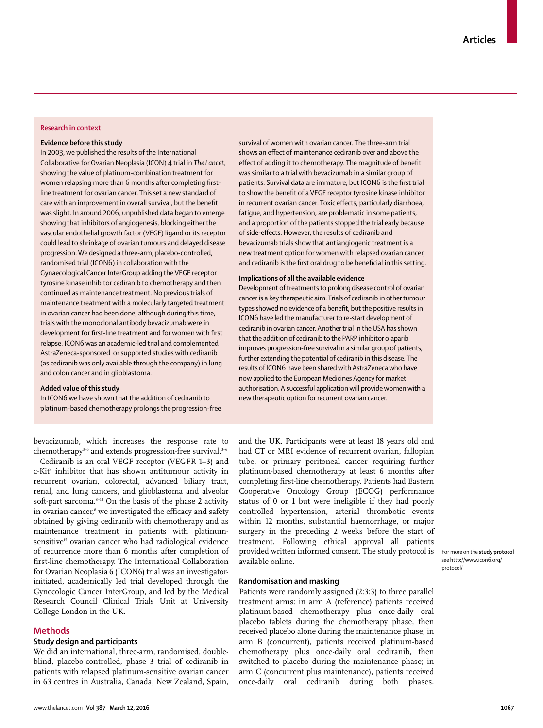## Research in context

### Evidence before this study

In 2003, we published the results of the International Collaborative for Ovarian Neoplasia (ICON) 4 trial in *The Lancet*, showing the value of platinum-combination treatment for women relapsing more than 6 months after completing first-line treatment for ovarian cancer. This set a new standard of care with an improvement in overall survival, but the benefit was slight. In around 2006, unpublished data began to emerge showing that inhibitors of angiogenesis, blocking either the vascular endothelial growth factor (VEGF) ligand or its receptor could lead to shrinkage of ovarian tumours and delayed disease progression. We designed a three-arm, placebo-controlled, randomised trial (ICON6) in collaboration with the Gynaecological Cancer InterGroup adding the VEGF receptor tyrosine kinase inhibitor cediranib to chemotherapy and then continued as maintenance treatment. No previous trials of maintenance treatment with a molecularly targeted treatment in ovarian cancer had been done, although during this time, trials with the monoclonal antibody bevacizumab were in development for first-line treatment and for women with first relapse. ICON6 was an academic-led trial and complemented AstraZeneca-sponsored or supported studies with cediranib (as cediranib was only available through the company) in lung and colon cancer and in glioblastoma.

### Added value of this study

In ICON6 we have shown that the addition of cediranib to platinum-based chemotherapy prolongs the progression-free survival of women with ovarian cancer. The three-arm trial shows an effect of maintenance cediranib over and above the effect of adding it to chemotherapy. The magnitude of benefit was similar to a trial with bevacizumab in a similar group of patients. Survival data are immature, but ICON6 is the first trial to show the benefit of a VEGF receptor tyrosine kinase inhibitor in recurrent ovarian cancer. Toxic effects, particularly diarrhoea, fatigue, and hypertension, are problematic in some patients, and a proportion of the patients stopped the trial early because of side-effects. However, the results of cediranib and bevacizumab trials show that antiangiogenic treatment is a new treatment option for women with relapsed ovarian cancer, and cediranib is the first oral drug to be beneficial in this setting.

### Implications of all the available evidence

Development of treatments to prolong disease control of ovarian cancer is a key therapeutic aim. Trials of cediranib in other tumour types showed no evidence of a benefit, but the positive results in ICON6 have led the manufacturer to re-start development of cediranib in ovarian cancer. Another trial in the USA has shown that the addition of cediranib to the PARP inhibitor olaparib improves progression-free survival in a similar group of patients, further extending the potential of cediranib in this disease. The results of ICON6 have been shared with AstraZeneca who have now applied to the European Medicines Agency for market authorisation. A successful application will provide women with a new therapeutic option for recurrent ovarian cancer.

bevacizumab, which increases the response rate to chemotherapy[3–5] and extends progression-free survival.[3–6]

Cediranib is an oral VEGF receptor (VEGFR 1–3) and c-Kit[7] inhibitor that has shown antitumour activity in recurrent ovarian, colorectal, advanced biliary tract, renal, and lung cancers, and glioblastoma and alveolar soft-part sarcoma.[8–14] On the basis of the phase 2 activity in ovarian cancer,[8] we investigated the efficacy and safety obtained by giving cediranib with chemotherapy and as maintenance treatment in patients with platinum-sensitive[15] ovarian cancer who had radiological evidence of recurrence more than 6 months after completion of first-line chemotherapy. The International Collaboration for Ovarian Neoplasia 6 (ICON6) trial was an investigator-initiated, academically led trial developed through the Gynecologic Cancer InterGroup, and led by the Medical Research Council Clinical Trials Unit at University College London in the UK.

## Methods

### Study design and participants

We did an international, three-arm, randomised, double-blind, placebo-controlled, phase 3 trial of cediranib in patients with relapsed platinum-sensitive ovarian cancer in 63 centres in Australia, Canada, New Zealand, Spain, and the UK. Participants were at least 18 years old and had CT or MRI evidence of recurrent ovarian, fallopian tube, or primary peritoneal cancer requiring further platinum-based chemotherapy at least 6 months after completing first-line chemotherapy. Patients had Eastern Cooperative Oncology Group (ECOG) performance status of 0 or 1 but were ineligible if they had poorly controlled hypertension, arterial thrombotic events within 12 months, substantial haemorrhage, or major surgery in the preceding 2 weeks before the start of treatment. Following ethical approval all patients provided written informed consent. The study protocol is available online.

For more on the **study protocol** see http://www.icon6.org/protocol/

### Randomisation and masking

Patients were randomly assigned (2:3:3) to three parallel treatment arms: in arm A (reference) patients received platinum-based chemotherapy plus once-daily oral placebo tablets during the chemotherapy phase, then received placebo alone during the maintenance phase; in arm B (concurrent), patients received platinum-based chemotherapy plus once-daily oral cediranib, then switched to placebo during the maintenance phase; in arm C (concurrent plus maintenance), patients received once-daily oral cediranib during both phases.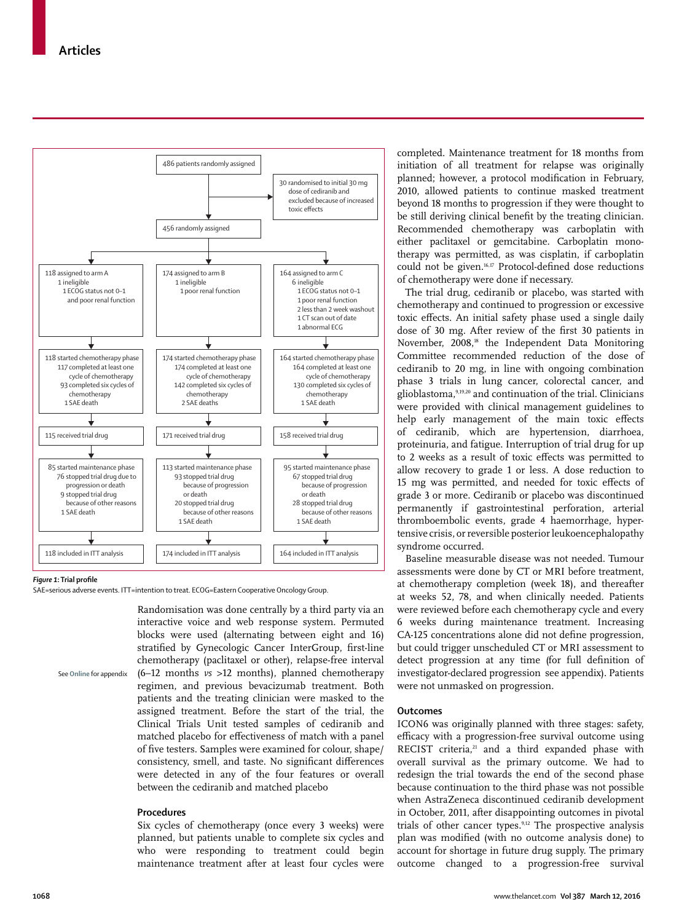486 patients randomly assigned

30 randomised to initial 30 mg dose of cediranib and excluded because of increased toxic effects

456 randomly assigned

| Arm A | Arm B | Arm C |
|---|---|---|
| 118 assigned to arm A<br>1 ineligible<br>1 ECOG status not 0–1 and poor renal function | 174 assigned to arm B<br>1 ineligible<br>1 poor renal function | 164 assigned to arm C<br>6 ineligible<br>1 ECOG status not 0–1<br>1 poor renal function<br>2 less than 2 week washout<br>1 CT scan out of date<br>1 abnormal ECG |
| 118 started chemotherapy phase<br>117 completed at least one cycle of chemotherapy<br>93 completed six cycles of chemotherapy<br>1 SAE death | 174 started chemotherapy phase<br>174 completed at least one cycle of chemotherapy<br>142 completed six cycles of chemotherapy<br>2 SAE deaths | 164 started chemotherapy phase<br>164 completed at least one cycle of chemotherapy<br>130 completed six cycles of chemotherapy<br>1 SAE death |
| 115 received trial drug | 171 received trial drug | 158 received trial drug |
| 85 started maintenance phase<br>76 stopped trial drug due to progression or death<br>9 stopped trial drug because of other reasons<br>1 SAE death | 113 started maintenance phase<br>93 stopped trial drug because of progression or death<br>20 stopped trial drug because of other reasons<br>1 SAE death | 95 started maintenance phase<br>67 stopped trial drug because of progression or death<br>28 stopped trial drug because of other reasons<br>1 SAE death |
| 118 included in ITT analysis | 174 included in ITT analysis | 164 included in ITT analysis |

***Figure 1*: Trial profile**

SAE=serious adverse events. ITT=intention to treat. ECOG=Eastern Cooperative Oncology Group.

Randomisation was done centrally by a third party via an interactive voice and web response system. Permuted blocks were used (alternating between eight and 16) stratified by Gynecologic Cancer InterGroup, first-line chemotherapy (paclitaxel or other), relapse-free interval (6–12 months *vs* >12 months), planned chemotherapy regimen, and previous bevacizumab treatment. Both patients and the treating clinician were masked to the assigned treatment. Before the start of the trial, the Clinical Trials Unit tested samples of cediranib and matched placebo for effectiveness of match with a panel of five testers. Samples were examined for colour, shape/consistency, smell, and taste. No significant differences were detected in any of the four features or overall between the cediranib and matched placebo

See **Online** for appendix

## Procedures

Six cycles of chemotherapy (once every 3 weeks) were planned, but patients unable to complete six cycles and who were responding to treatment could begin maintenance treatment after at least four cycles were completed. Maintenance treatment for 18 months from initiation of all treatment for relapse was originally planned; however, a protocol modification in February, 2010, allowed patients to continue masked treatment beyond 18 months to progression if they were thought to be still deriving clinical benefit by the treating clinician. Recommended chemotherapy was carboplatin with either paclitaxel or gemcitabine. Carboplatin monotherapy was permitted, as was cisplatin, if carboplatin could not be given.[16,17] Protocol-defined dose reductions of chemotherapy were done if necessary.

The trial drug, cediranib or placebo, was started with chemotherapy and continued to progression or excessive toxic effects. An initial safety phase used a single daily dose of 30 mg. After review of the first 30 patients in November, 2008,[18] the Independent Data Monitoring Committee recommended reduction of the dose of cediranib to 20 mg, in line with ongoing combination phase 3 trials in lung cancer, colorectal cancer, and glioblastoma,[9,19,20] and continuation of the trial. Clinicians were provided with clinical management guidelines to help early management of the main toxic effects of cediranib, which are hypertension, diarrhoea, proteinuria, and fatigue. Interruption of trial drug for up to 2 weeks as a result of toxic effects was permitted to allow recovery to grade 1 or less. A dose reduction to 15 mg was permitted, and needed for toxic effects of grade 3 or more. Cediranib or placebo was discontinued permanently if gastrointestinal perforation, arterial thromboembolic events, grade 4 haemorrhage, hypertensive crisis, or reversible posterior leukoencephalopathy syndrome occurred.

Baseline measurable disease was not needed. Tumour assessments were done by CT or MRI before treatment, at chemotherapy completion (week 18), and thereafter at weeks 52, 78, and when clinically needed. Patients were reviewed before each chemotherapy cycle and every 6 weeks during maintenance treatment. Increasing CA-125 concentrations alone did not define progression, but could trigger unscheduled CT or MRI assessment to detect progression at any time (for full definition of investigator-declared progression see appendix). Patients were not unmasked on progression.

## Outcomes

ICON6 was originally planned with three stages: safety, efficacy with a progression-free survival outcome using RECIST criteria,[21] and a third expanded phase with overall survival as the primary outcome. We had to redesign the trial towards the end of the second phase because continuation to the third phase was not possible when AstraZeneca discontinued cediranib development in October, 2011, after disappointing outcomes in pivotal trials of other cancer types.[9,12] The prospective analysis plan was modified (with no outcome analysis done) to account for shortage in future drug supply. The primary outcome changed to a progression-free survival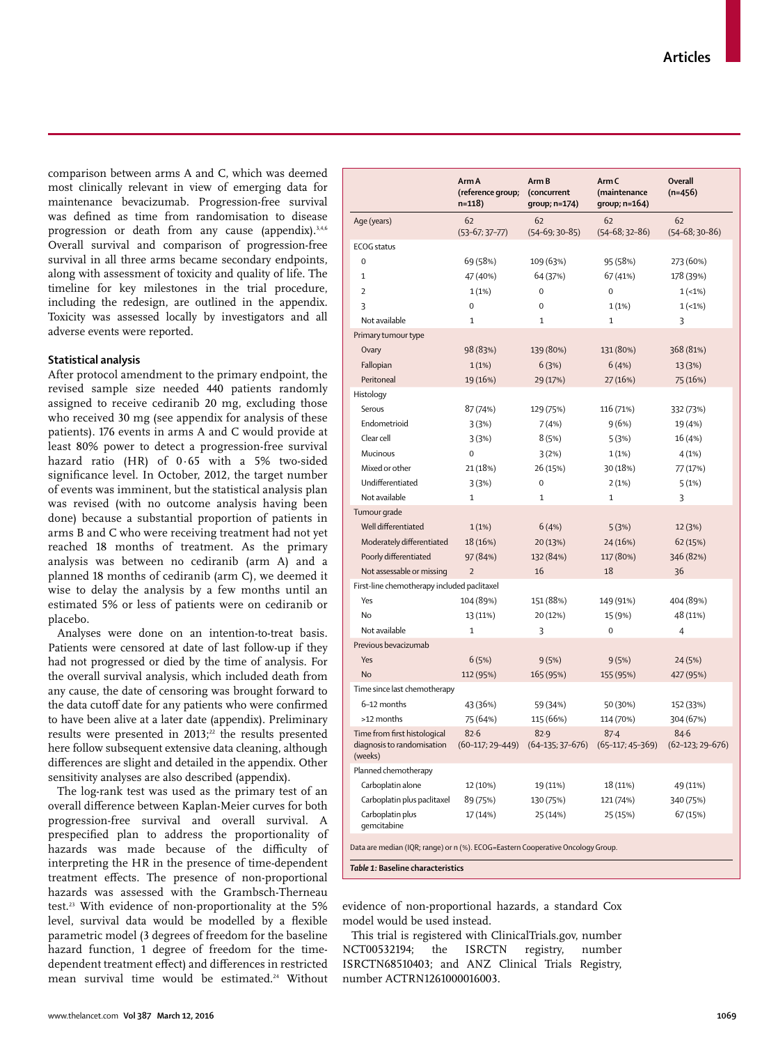comparison between arms A and C, which was deemed most clinically relevant in view of emerging data for maintenance bevacizumab. Progression-free survival was defined as time from randomisation to disease progression or death from any cause (appendix).[3,4,6] Overall survival and comparison of progression-free survival in all three arms became secondary endpoints, along with assessment of toxicity and quality of life. The timeline for key milestones in the trial procedure, including the redesign, are outlined in the appendix. Toxicity was assessed locally by investigators and all adverse events were reported.

### Statistical analysis

After protocol amendment to the primary endpoint, the revised sample size needed 440 patients randomly assigned to receive cediranib 20 mg, excluding those who received 30 mg (see appendix for analysis of these patients). 176 events in arms A and C would provide at least 80% power to detect a progression-free survival hazard ratio (HR) of 0·65 with a 5% two-sided significance level. In October, 2012, the target number of events was imminent, but the statistical analysis plan was revised (with no outcome analysis having been done) because a substantial proportion of patients in arms B and C who were receiving treatment had not yet reached 18 months of treatment. As the primary analysis was between no cediranib (arm A) and a planned 18 months of cediranib (arm C), we deemed it wise to delay the analysis by a few months until an estimated 5% or less of patients were on cediranib or placebo.

Analyses were done on an intention-to-treat basis. Patients were censored at date of last follow-up if they had not progressed or died by the time of analysis. For the overall survival analysis, which included death from any cause, the date of censoring was brought forward to the data cutoff date for any patients who were confirmed to have been alive at a later date (appendix). Preliminary results were presented in 2013;[22] the results presented here follow subsequent extensive data cleaning, although differences are slight and detailed in the appendix. Other sensitivity analyses are also described (appendix).

The log-rank test was used as the primary test of an overall difference between Kaplan-Meier curves for both progression-free survival and overall survival. A prespecified plan to address the proportionality of hazards was made because of the difficulty of interpreting the HR in the presence of time-dependent treatment effects. The presence of non-proportional hazards was assessed with the Grambsch-Therneau test.[23] With evidence of non-proportionality at the 5% level, survival data would be modelled by a flexible parametric model (3 degrees of freedom for the baseline hazard function, 1 degree of freedom for the time-dependent treatment effect) and differences in restricted mean survival time would be estimated.[24] Without evidence of non-proportional hazards, a standard Cox model would be used instead.

This trial is registered with ClinicalTrials.gov, number NCT00532194; the ISRCTN registry, number ISRCTN68510403; and ANZ Clinical Trials Registry, number ACTRN1261000016003.

| | Arm A (reference group; n=118) | Arm B (concurrent group; n=174) | Arm C (maintenance group; n=164) | Overall (n=456) |
|---|---|---|---|---|
| Age (years) | 62 (53–67; 37–77) | 62 (54–69; 30–85) | 62 (54–68; 32–86) | 62 (54–68; 30–86) |
| **ECOG status** | | | | |
| 0 | 69 (58%) | 109 (63%) | 95 (58%) | 273 (60%) |
| 1 | 47 (40%) | 64 (37%) | 67 (41%) | 178 (39%) |
| 2 | 1 (1%) | 0 | 0 | 1 (<1%) |
| 3 | 0 | 0 | 1 (1%) | 1 (<1%) |
| Not available | 1 | 1 | 1 | 3 |
| **Primary tumour type** | | | | |
| Ovary | 98 (83%) | 139 (80%) | 131 (80%) | 368 (81%) |
| Fallopian | 1 (1%) | 6 (3%) | 6 (4%) | 13 (3%) |
| Peritoneal | 19 (16%) | 29 (17%) | 27 (16%) | 75 (16%) |
| **Histology** | | | | |
| Serous | 87 (74%) | 129 (75%) | 116 (71%) | 332 (73%) |
| Endometrioid | 3 (3%) | 7 (4%) | 9 (6%) | 19 (4%) |
| Clear cell | 3 (3%) | 8 (5%) | 5 (3%) | 16 (4%) |
| Mucinous | 0 | 3 (2%) | 1 (1%) | 4 (1%) |
| Mixed or other | 21 (18%) | 26 (15%) | 30 (18%) | 77 (17%) |
| Undifferentiated | 3 (3%) | 0 | 2 (1%) | 5 (1%) |
| Not available | 1 | 1 | 1 | 3 |
| **Tumour grade** | | | | |
| Well differentiated | 1 (1%) | 6 (4%) | 5 (3%) | 12 (3%) |
| Moderately differentiated | 18 (16%) | 20 (13%) | 24 (16%) | 62 (15%) |
| Poorly differentiated | 97 (84%) | 132 (84%) | 117 (80%) | 346 (82%) |
| Not assessable or missing | 2 | 16 | 18 | 36 |
| **First-line chemotherapy included paclitaxel** | | | | |
| Yes | 104 (89%) | 151 (88%) | 149 (91%) | 404 (89%) |
| No | 13 (11%) | 20 (12%) | 15 (9%) | 48 (11%) |
| Not available | 1 | 3 | 0 | 4 |
| **Previous bevacizumab** | | | | |
| Yes | 6 (5%) | 9 (5%) | 9 (5%) | 24 (5%) |
| No | 112 (95%) | 165 (95%) | 155 (95%) | 427 (95%) |
| **Time since last chemotherapy** | | | | |
| 6–12 months | 43 (36%) | 59 (34%) | 50 (30%) | 152 (33%) |
| >12 months | 75 (64%) | 115 (66%) | 114 (70%) | 304 (67%) |
| Time from first histological diagnosis to randomisation (weeks) | 82·6 (60–117; 29–449) | 82·9 (64–135; 37–676) | 87·4 (65–117; 45–369) | 84·6 (62–123; 29–676) |
| **Planned chemotherapy** | | | | |
| Carboplatin alone | 12 (10%) | 19 (11%) | 18 (11%) | 49 (11%) |
| Carboplatin plus paclitaxel | 89 (75%) | 130 (75%) | 121 (74%) | 340 (75%) |
| Carboplatin plus gemcitabine | 17 (14%) | 25 (14%) | 25 (15%) | 67 (15%) |

Data are median (IQR; range) or n (%). ECOG=Eastern Cooperative Oncology Group.

*Table 1:* **Baseline characteristics**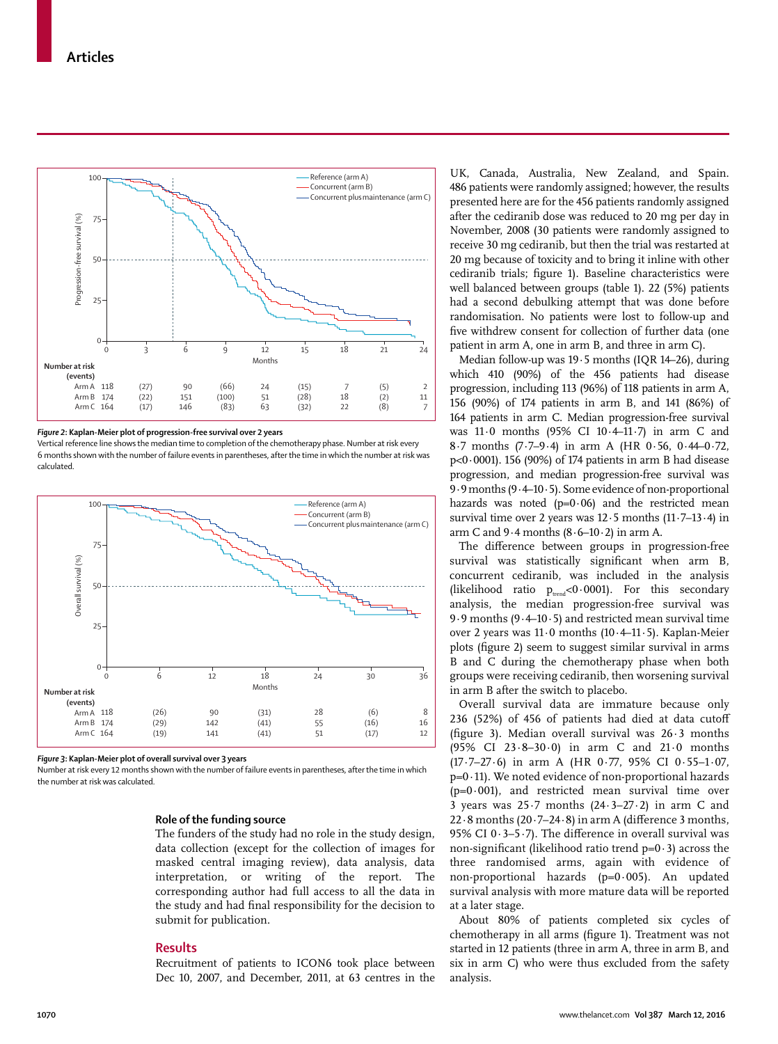| Number at risk (events) | 0 | 3 | 6 | 9 | 12 | 15 | 18 | 21 | 24 |
|---|---|---|---|---|---|---|---|---|---|
| Arm A | 118 | (27) | 90 | (66) | 24 | (15) | 7 | (5) | 2 |
| Arm B | 174 | (22) | 151 | (100) | 51 | (28) | 18 | (2) | 11 |
| Arm C | 164 | (17) | 146 | (83) | 63 | (32) | 22 | (8) | 7 |

*Figure 2*: **Kaplan-Meier plot of progression-free survival over 2 years**

Vertical reference line shows the median time to completion of the chemotherapy phase. Number at risk every 6 months shown with the number of failure events in parentheses, after the time in which the number at risk was calculated.

| Number at risk (events) | 0 | 6 | 12 | 18 | 24 | 30 | 36 |
|---|---|---|---|---|---|---|---|
| Arm A | 118 | (26) | 90 | (31) | 28 | (6) | 8 |
| Arm B | 174 | (29) | 142 | (41) | 55 | (16) | 16 |
| Arm C | 164 | (19) | 141 | (41) | 51 | (17) | 12 |

*Figure 3*: **Kaplan-Meier plot of overall survival over 3 years**

Number at risk every 12 months shown with the number of failure events in parentheses, after the time in which the number at risk was calculated.

## Role of the funding source

The funders of the study had no role in the study design, data collection (except for the collection of images for masked central imaging review), data analysis, data interpretation, or writing of the report. The corresponding author had full access to all the data in the study and had final responsibility for the decision to submit for publication.

## Results

Recruitment of patients to ICON6 took place between Dec 10, 2007, and December, 2011, at 63 centres in the UK, Canada, Australia, New Zealand, and Spain. 486 patients were randomly assigned; however, the results presented here are for the 456 patients randomly assigned after the cediranib dose was reduced to 20 mg per day in November, 2008 (30 patients were randomly assigned to receive 30 mg cediranib, but then the trial was restarted at 20 mg because of toxicity and to bring it inline with other cediranib trials; figure 1). Baseline characteristics were well balanced between groups (table 1). 22 (5%) patients had a second debulking attempt that was done before randomisation. No patients were lost to follow-up and five withdrew consent for collection of further data (one patient in arm A, one in arm B, and three in arm C).

Median follow-up was 19·5 months (IQR 14–26), during which 410 (90%) of the 456 patients had disease progression, including 113 (96%) of 118 patients in arm A, 156 (90%) of 174 patients in arm B, and 141 (86%) of 164 patients in arm C. Median progression-free survival was 11·0 months (95% CI 10·4–11·7) in arm C and 8·7 months (7·7–9·4) in arm A (HR 0·56, 0·44–0·72, p<0·0001). 156 (90%) of 174 patients in arm B had disease progression, and median progression-free survival was 9·9 months (9·4–10·5). Some evidence of non-proportional hazards was noted (p=0·06) and the restricted mean survival time over 2 years was 12·5 months (11·7–13·4) in arm C and 9·4 months (8·6–10·2) in arm A.

The difference between groups in progression-free survival was statistically significant when arm B, concurrent cediranib, was included in the analysis (likelihood ratio $p_{trend}<0·0001$). For this secondary analysis, the median progression-free survival was 9·9 months (9·4–10·5) and restricted mean survival time over 2 years was 11·0 months (10·4–11·5). Kaplan-Meier plots (figure 2) seem to suggest similar survival in arms B and C during the chemotherapy phase when both groups were receiving cediranib, then worsening survival in arm B after the switch to placebo.

Overall survival data are immature because only 236 (52%) of 456 of patients had died at data cutoff (figure 3). Median overall survival was 26·3 months (95% CI 23·8–30·0) in arm C and 21·0 months (17·7–27·6) in arm A (HR 0·77, 95% CI 0·55–1·07, p=0·11). We noted evidence of non-proportional hazards (p=0·001), and restricted mean survival time over 3 years was 25·7 months (24·3–27·2) in arm C and 22·8 months (20·7–24·8) in arm A (difference 3 months, 95% CI 0·3–5·7). The difference in overall survival was non-significant (likelihood ratio trend p=0·3) across the three randomised arms, again with evidence of non-proportional hazards (p=0·005). An updated survival analysis with more mature data will be reported at a later stage.

About 80% of patients completed six cycles of chemotherapy in all arms (figure 1). Treatment was not started in 12 patients (three in arm A, three in arm B, and six in arm C) who were thus excluded from the safety analysis.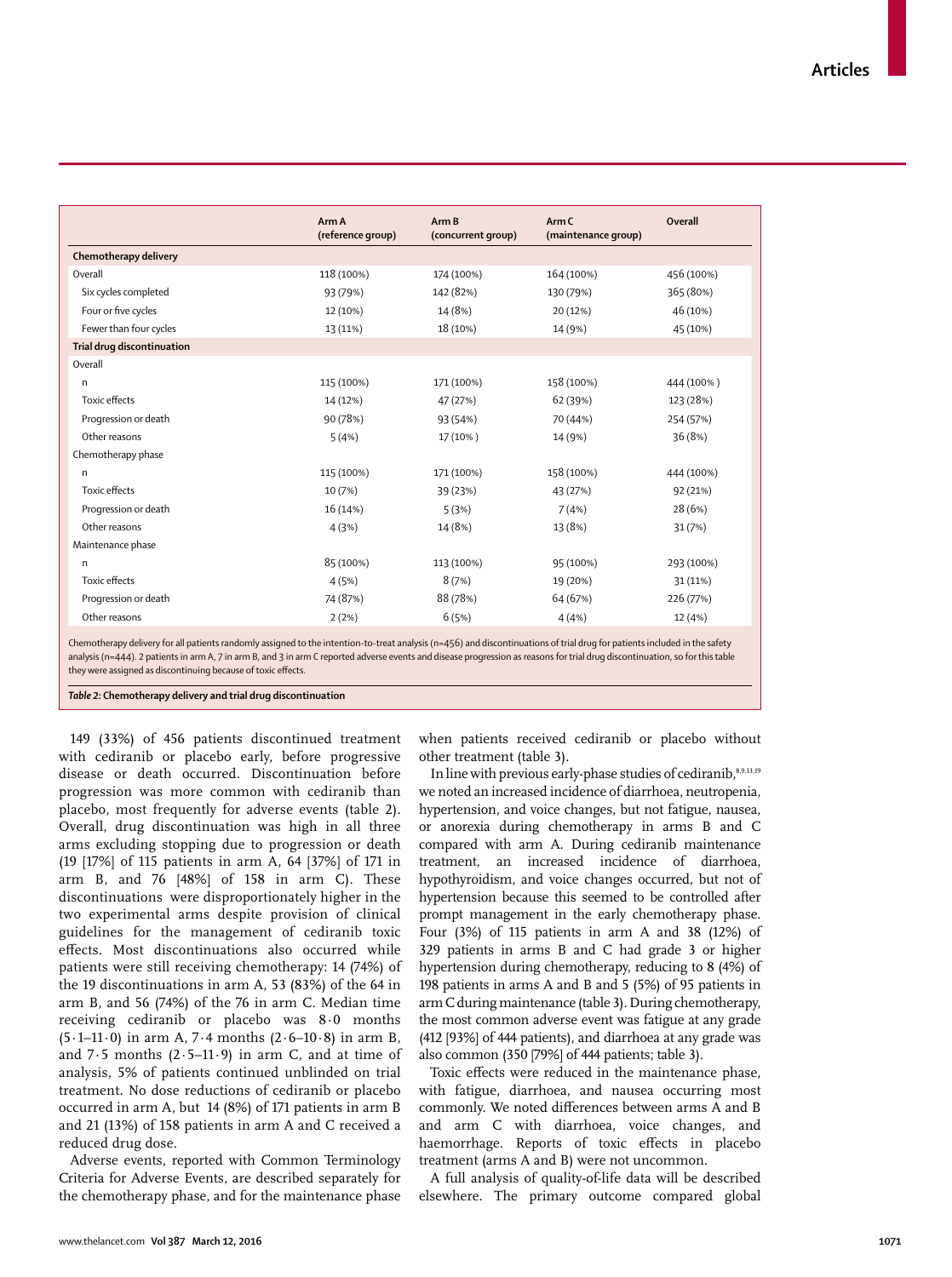| | Arm A (reference group) | Arm B (concurrent group) | Arm C (maintenance group) | Overall |
|---|---|---|---|---|
| **Chemotherapy delivery** | | | | |
| Overall | 118 (100%) | 174 (100%) | 164 (100%) | 456 (100%) |
| Six cycles completed | 93 (79%) | 142 (82%) | 130 (79%) | 365 (80%) |
| Four or five cycles | 12 (10%) | 14 (8%) | 20 (12%) | 46 (10%) |
| Fewer than four cycles | 13 (11%) | 18 (10%) | 14 (9%) | 45 (10%) |
| **Trial drug discontinuation** | | | | |
| Overall | | | | |
| n | 115 (100%) | 171 (100%) | 158 (100%) | 444 (100%) |
| Toxic effects | 14 (12%) | 47 (27%) | 62 (39%) | 123 (28%) |
| Progression or death | 90 (78%) | 93 (54%) | 70 (44%) | 254 (57%) |
| Other reasons | 5 (4%) | 17 (10%) | 14 (9%) | 36 (8%) |
| Chemotherapy phase | | | | |
| n | 115 (100%) | 171 (100%) | 158 (100%) | 444 (100%) |
| Toxic effects | 10 (7%) | 39 (23%) | 43 (27%) | 92 (21%) |
| Progression or death | 16 (14%) | 5 (3%) | 7 (4%) | 28 (6%) |
| Other reasons | 4 (3%) | 14 (8%) | 13 (8%) | 31 (7%) |
| Maintenance phase | | | | |
| n | 85 (100%) | 113 (100%) | 95 (100%) | 293 (100%) |
| Toxic effects | 4 (5%) | 8 (7%) | 19 (20%) | 31 (11%) |
| Progression or death | 74 (87%) | 88 (78%) | 64 (67%) | 226 (77%) |
| Other reasons | 2 (2%) | 6 (5%) | 4 (4%) | 12 (4%) |

Chemotherapy delivery for all patients randomly assigned to the intention-to-treat analysis (n=456) and discontinuations of trial drug for patients included in the safety analysis (n=444). 2 patients in arm A, 7 in arm B, and 3 in arm C reported adverse events and disease progression as reasons for trial drug discontinuation, so for this table they were assigned as discontinuing because of toxic effects.

***Table 2:* Chemotherapy delivery and trial drug discontinuation**

149 (33%) of 456 patients discontinued treatment with cediranib or placebo early, before progressive disease or death occurred. Discontinuation before progression was more common with cediranib than placebo, most frequently for adverse events (table 2). Overall, drug discontinuation was high in all three arms excluding stopping due to progression or death (19 [17%] of 115 patients in arm A, 64 [37%] of 171 in arm B, and 76 [48%] of 158 in arm C). These discontinuations were disproportionately higher in the two experimental arms despite provision of clinical guidelines for the management of cediranib toxic effects. Most discontinuations also occurred while patients were still receiving chemotherapy: 14 (74%) of the 19 discontinuations in arm A, 53 (83%) of the 64 in arm B, and 56 (74%) of the 76 in arm C. Median time receiving cediranib or placebo was 8·0 months (5·1–11·0) in arm A, 7·4 months (2·6–10·8) in arm B, and 7·5 months (2·5–11·9) in arm C, and at time of analysis, 5% of patients continued unblinded on trial treatment. No dose reductions of cediranib or placebo occurred in arm A, but 14 (8%) of 171 patients in arm B and 21 (13%) of 158 patients in arm A and C received a reduced drug dose.

Adverse events, reported with Common Terminology Criteria for Adverse Events, are described separately for the chemotherapy phase, and for the maintenance phase when patients received cediranib or placebo without other treatment (table 3).

In line with previous early-phase studies of cediranib,[8,9,13,19] we noted an increased incidence of diarrhoea, neutropenia, hypertension, and voice changes, but not fatigue, nausea, or anorexia during chemotherapy in arms B and C compared with arm A. During cediranib maintenance treatment, an increased incidence of diarrhoea, hypothyroidism, and voice changes occurred, but not of hypertension because this seemed to be controlled after prompt management in the early chemotherapy phase. Four (3%) of 115 patients in arm A and 38 (12%) of 329 patients in arms B and C had grade 3 or higher hypertension during chemotherapy, reducing to 8 (4%) of 198 patients in arms A and B and 5 (5%) of 95 patients in arm C during maintenance (table 3). During chemotherapy, the most common adverse event was fatigue at any grade (412 [93%] of 444 patients), and diarrhoea at any grade was also common (350 [79%] of 444 patients; table 3).

Toxic effects were reduced in the maintenance phase, with fatigue, diarrhoea, and nausea occurring most commonly. We noted differences between arms A and B and arm C with diarrhoea, voice changes, and haemorrhage. Reports of toxic effects in placebo treatment (arms A and B) were not uncommon.

A full analysis of quality-of-life data will be described elsewhere. The primary outcome compared global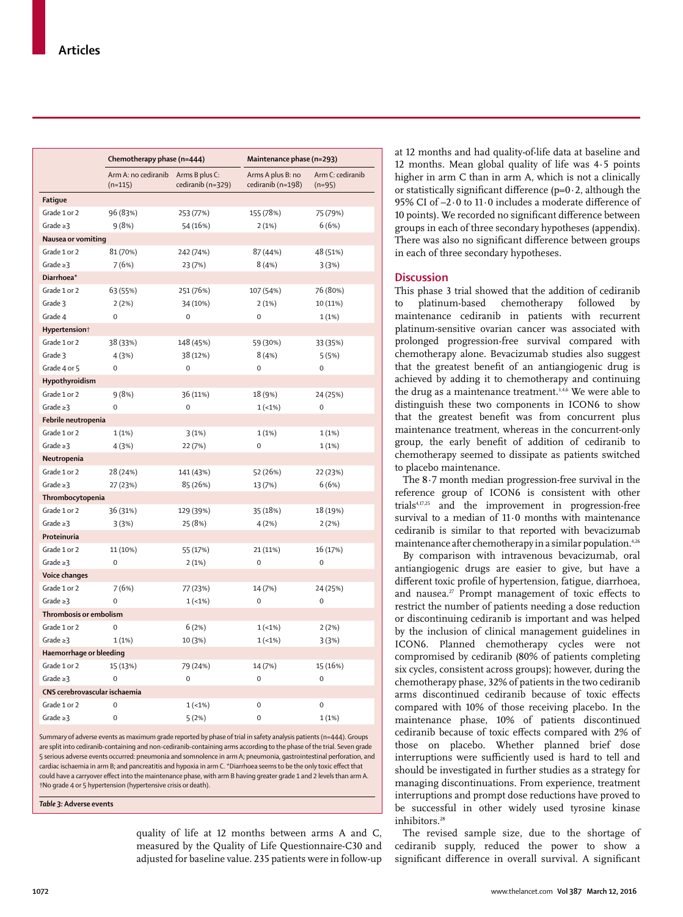|  | Chemotherapy phase (n=444) |  | Maintenance phase (n=293) |  |
|---|---|---|---|---|
|  | Arm A: no cediranib (n=115) | Arms B plus C: cediranib (n=329) | Arms A plus B: no cediranib (n=198) | Arm C: cediranib (n=95) |
| **Fatigue** |  |  |  |  |
| Grade 1 or 2 | 96 (83%) | 253 (77%) | 155 (78%) | 75 (79%) |
| Grade ≥3 | 9 (8%) | 54 (16%) | 2 (1%) | 6 (6%) |
| **Nausea or vomiting** |  |  |  |  |
| Grade 1 or 2 | 81 (70%) | 242 (74%) | 87 (44%) | 48 (51%) |
| Grade ≥3 | 7 (6%) | 23 (7%) | 8 (4%) | 3 (3%) |
| **Diarrhoea*** |  |  |  |  |
| Grade 1 or 2 | 63 (55%) | 251 (76%) | 107 (54%) | 76 (80%) |
| Grade 3 | 2 (2%) | 34 (10%) | 2 (1%) | 10 (11%) |
| Grade 4 | 0 | 0 | 0 | 1 (1%) |
| **Hypertension†** |  |  |  |  |
| Grade 1 or 2 | 38 (33%) | 148 (45%) | 59 (30%) | 33 (35%) |
| Grade 3 | 4 (3%) | 38 (12%) | 8 (4%) | 5 (5%) |
| Grade 4 or 5 | 0 | 0 | 0 | 0 |
| **Hypothyroidism** |  |  |  |  |
| Grade 1 or 2 | 9 (8%) | 36 (11%) | 18 (9%) | 24 (25%) |
| Grade ≥3 | 0 | 0 | 1 (<1%) | 0 |
| **Febrile neutropenia** |  |  |  |  |
| Grade 1 or 2 | 1 (1%) | 3 (1%) | 1 (1%) | 1 (1%) |
| Grade ≥3 | 4 (3%) | 22 (7%) | 0 | 1 (1%) |
| **Neutropenia** |  |  |  |  |
| Grade 1 or 2 | 28 (24%) | 141 (43%) | 52 (26%) | 22 (23%) |
| Grade ≥3 | 27 (23%) | 85 (26%) | 13 (7%) | 6 (6%) |
| **Thrombocytopenia** |  |  |  |  |
| Grade 1 or 2 | 36 (31%) | 129 (39%) | 35 (18%) | 18 (19%) |
| Grade ≥3 | 3 (3%) | 25 (8%) | 4 (2%) | 2 (2%) |
| **Proteinuria** |  |  |  |  |
| Grade 1 or 2 | 11 (10%) | 55 (17%) | 21 (11%) | 16 (17%) |
| Grade ≥3 | 0 | 2 (1%) | 0 | 0 |
| **Voice changes** |  |  |  |  |
| Grade 1 or 2 | 7 (6%) | 77 (23%) | 14 (7%) | 24 (25%) |
| Grade ≥3 | 0 | 1 (<1%) | 0 | 0 |
| **Thrombosis or embolism** |  |  |  |  |
| Grade 1 or 2 | 0 | 6 (2%) | 1 (<1%) | 2 (2%) |
| Grade ≥3 | 1 (1%) | 10 (3%) | 1 (<1%) | 3 (3%) |
| **Haemorrhage or bleeding** |  |  |  |  |
| Grade 1 or 2 | 15 (13%) | 79 (24%) | 14 (7%) | 15 (16%) |
| Grade ≥3 | 0 | 0 | 0 | 0 |
| **CNS cerebrovascular ischaemia** |  |  |  |  |
| Grade 1 or 2 | 0 | 1 (<1%) | 0 | 0 |
| Grade ≥3 | 0 | 5 (2%) | 0 | 1 (1%) |

Summary of adverse events as maximum grade reported by phase of trial in safety analysis patients (n=444). Groups are split into cediranib-containing and non-cediranib-containing arms according to the phase of the trial. Seven grade 5 serious adverse events occurred: pneumonia and somnolence in arm A; pneumonia, gastrointestinal perforation, and cardiac ischaemia in arm B; and pancreatitis and hypoxia in arm C. *Diarrhoea seems to be the only toxic effect that could have a carryover effect into the maintenance phase, with arm B having greater grade 1 and 2 levels than arm A. †No grade 4 or 5 hypertension (hypertensive crisis or death).

*Table 3:* **Adverse events**

quality of life at 12 months between arms A and C, measured by the Quality of Life Questionnaire-C30 and adjusted for baseline value. 235 patients were in follow-up at 12 months and had quality-of-life data at baseline and 12 months. Mean global quality of life was 4·5 points higher in arm C than in arm A, which is not a clinically or statistically significant difference (p=0·2, although the 95% CI of –2·0 to 11·0 includes a moderate difference of 10 points). We recorded no significant difference between groups in each of three secondary hypotheses (appendix). There was also no significant difference between groups in each of three secondary hypotheses.

## Discussion

This phase 3 trial showed that the addition of cediranib to platinum-based chemotherapy followed by maintenance cediranib in patients with recurrent platinum-sensitive ovarian cancer was associated with prolonged progression-free survival compared with chemotherapy alone. Bevacizumab studies also suggest that the greatest benefit of an antiangiogenic drug is achieved by adding it to chemotherapy and continuing the drug as a maintenance treatment.[3,4,6] We were able to distinguish these two components in ICON6 to show that the greatest benefit was from concurrent plus maintenance treatment, whereas in the concurrent-only group, the early benefit of addition of cediranib to chemotherapy seemed to dissipate as patients switched to placebo maintenance.

The 8·7 month median progression-free survival in the reference group of ICON6 is consistent with other trials[4,17,25] and the improvement in progression-free survival to a median of 11·0 months with maintenance cediranib is similar to that reported with bevacizumab maintenance after chemotherapy in a similar population.[4,26]

By comparison with intravenous bevacizumab, oral antiangiogenic drugs are easier to give, but have a different toxic profile of hypertension, fatigue, diarrhoea, and nausea.[27] Prompt management of toxic effects to restrict the number of patients needing a dose reduction or discontinuing cediranib is important and was helped by the inclusion of clinical management guidelines in ICON6. Planned chemotherapy cycles were not compromised by cediranib (80% of patients completing six cycles, consistent across groups); however, during the chemotherapy phase, 32% of patients in the two cediranib arms discontinued cediranib because of toxic effects compared with 10% of those receiving placebo. In the maintenance phase, 10% of patients discontinued cediranib because of toxic effects compared with 2% of those on placebo. Whether planned brief dose interruptions were sufficiently used is hard to tell and should be investigated in further studies as a strategy for managing discontinuations. From experience, treatment interruptions and prompt dose reductions have proved to be successful in other widely used tyrosine kinase inhibitors.[28]

The revised sample size, due to the shortage of cediranib supply, reduced the power to show a significant difference in overall survival. A significant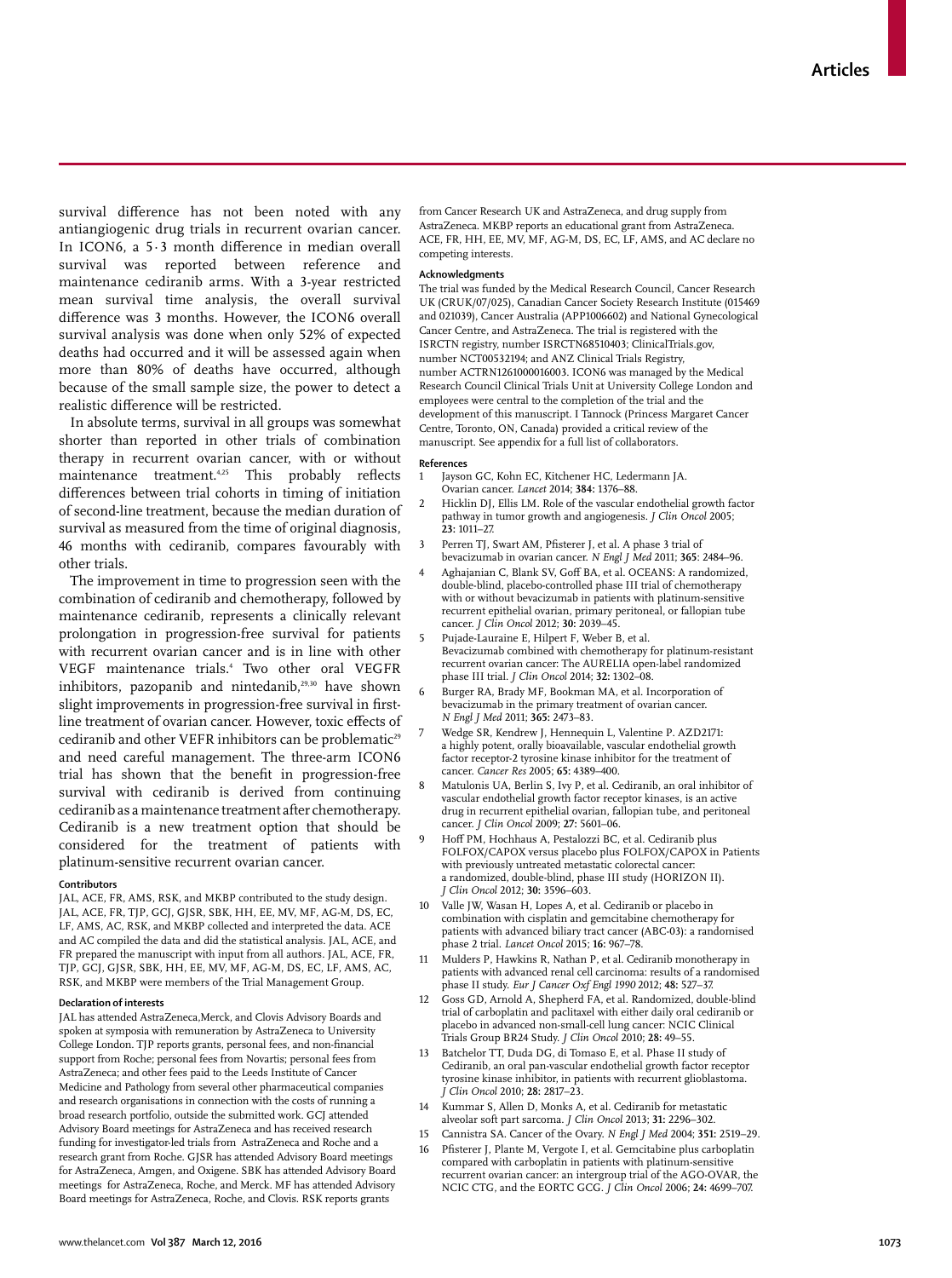survival difference has not been noted with any antiangiogenic drug trials in recurrent ovarian cancer. In ICON6, a 5·3 month difference in median overall survival was reported between reference and maintenance cediranib arms. With a 3-year restricted mean survival time analysis, the overall survival difference was 3 months. However, the ICON6 overall survival analysis was done when only 52% of expected deaths had occurred and it will be assessed again when more than 80% of deaths have occurred, although because of the small sample size, the power to detect a realistic difference will be restricted.

In absolute terms, survival in all groups was somewhat shorter than reported in other trials of combination therapy in recurrent ovarian cancer, with or without maintenance treatment.[4,25] This probably reflects differences between trial cohorts in timing of initiation of second-line treatment, because the median duration of survival as measured from the time of original diagnosis, 46 months with cediranib, compares favourably with other trials.

The improvement in time to progression seen with the combination of cediranib and chemotherapy, followed by maintenance cediranib, represents a clinically relevant prolongation in progression-free survival for patients with recurrent ovarian cancer and is in line with other VEGF maintenance trials.[4] Two other oral VEGFR inhibitors, pazopanib and nintedanib,[29,30] have shown slight improvements in progression-free survival in first-line treatment of ovarian cancer. However, toxic effects of cediranib and other VEFR inhibitors can be problematic[29] and need careful management. The three-arm ICON6 trial has shown that the benefit in progression-free survival with cediranib is derived from continuing cediranib as a maintenance treatment after chemotherapy. Cediranib is a new treatment option that should be considered for the treatment of patients with platinum-sensitive recurrent ovarian cancer.

#### Contributors

JAL, ACE, FR, AMS, RSK, and MKBP contributed to the study design. JAL, ACE, FR, TJP, GCJ, GJSR, SBK, HH, EE, MV, MF, AG-M, DS, EC, LF, AMS, AC, RSK, and MKBP collected and interpreted the data. ACE and AC compiled the data and did the statistical analysis. JAL, ACE, and FR prepared the manuscript with input from all authors. JAL, ACE, FR, TJP, GCJ, GJSR, SBK, HH, EE, MV, MF, AG-M, DS, EC, LF, AMS, AC, RSK, and MKBP were members of the Trial Management Group.

#### Declaration of interests

JAL has attended AstraZeneca,Merck, and Clovis Advisory Boards and spoken at symposia with remuneration by AstraZeneca to University College London. TJP reports grants, personal fees, and non-financial support from Roche; personal fees from Novartis; personal fees from AstraZeneca; and other fees paid to the Leeds Institute of Cancer Medicine and Pathology from several other pharmaceutical companies and research organisations in connection with the costs of running a broad research portfolio, outside the submitted work. GCJ attended Advisory Board meetings for AstraZeneca and has received research funding for investigator-led trials from AstraZeneca and Roche and a research grant from Roche. GJSR has attended Advisory Board meetings for AstraZeneca, Amgen, and Oxigene. SBK has attended Advisory Board meetings for AstraZeneca, Roche, and Merck. MF has attended Advisory Board meetings for AstraZeneca, Roche, and Clovis. RSK reports grants from Cancer Research UK and AstraZeneca, and drug supply from AstraZeneca. MKBP reports an educational grant from AstraZeneca. ACE, FR, HH, EE, MV, MF, AG-M, DS, EC, LF, AMS, and AC declare no competing interests.

#### Acknowledgments

The trial was funded by the Medical Research Council, Cancer Research UK (CRUK/07/025), Canadian Cancer Society Research Institute (015469 and 021039), Cancer Australia (APP1006602) and National Gynecological Cancer Centre, and AstraZeneca. The trial is registered with the ISRCTN registry, number ISRCTN68510403; ClinicalTrials.gov, number NCT00532194; and ANZ Clinical Trials Registry, number ACTRN12610000016003. ICON6 was managed by the Medical Research Council Clinical Trials Unit at University College London and employees were central to the completion of the trial and the development of this manuscript. I Tannock (Princess Margaret Cancer Centre, Toronto, ON, Canada) provided a critical review of the manuscript. See appendix for a full list of collaborators.

#### References

1. Jayson GC, Kohn EC, Kitchener HC, Ledermann JA. Ovarian cancer. *Lancet* 2014; **384:** 1376–88.
2. Hicklin DJ, Ellis LM. Role of the vascular endothelial growth factor pathway in tumor growth and angiogenesis. *J Clin Oncol* 2005; **23:** 1011–27.
3. Perren TJ, Swart AM, Pfisterer J, et al. A phase 3 trial of bevacizumab in ovarian cancer. *N Engl J Med* 2011; **365**: 2484–96.
4. Aghajanian C, Blank SV, Goff BA, et al. OCEANS: A randomized, double-blind, placebo-controlled phase III trial of chemotherapy with or without bevacizumab in patients with platinum-sensitive recurrent epithelial ovarian, primary peritoneal, or fallopian tube cancer. *J Clin Oncol* 2012; **30:** 2039–45.
5. Pujade-Lauraine E, Hilpert F, Weber B, et al. Bevacizumab combined with chemotherapy for platinum-resistant recurrent ovarian cancer: The AURELIA open-label randomized phase III trial. *J Clin Oncol* 2014; **32:** 1302–08.
6. Burger RA, Brady MF, Bookman MA, et al. Incorporation of bevacizumab in the primary treatment of ovarian cancer. *N Engl J Med* 2011; **365:** 2473–83.
7. Wedge SR, Kendrew J, Hennequin L, Valentine P. AZD2171: a highly potent, orally bioavailable, vascular endothelial growth factor receptor-2 tyrosine kinase inhibitor for the treatment of cancer. *Cancer Res* 2005; **65:** 4389–400.
8. Matulonis UA, Berlin S, Ivy P, et al. Cediranib, an oral inhibitor of vascular endothelial growth factor receptor kinases, is an active drug in recurrent epithelial ovarian, fallopian tube, and peritoneal cancer. *J Clin Oncol* 2009; **27:** 5601–06.
9. Hoff PM, Hochhaus A, Pestalozzi BC, et al. Cediranib plus FOLFOX/CAPOX versus placebo plus FOLFOX/CAPOX in Patients with previously untreated metastatic colorectal cancer: a randomized, double-blind, phase III study (HORIZON II). *J Clin Oncol* 2012; **30:** 3596–603.
10. Valle JW, Wasan H, Lopes A, et al. Cediranib or placebo in combination with cisplatin and gemcitabine chemotherapy for patients with advanced biliary tract cancer (ABC-03): a randomised phase 2 trial. *Lancet Oncol* 2015; **16:** 967–78.
11. Mulders P, Hawkins R, Nathan P, et al. Cediranib monotherapy in patients with advanced renal cell carcinoma: results of a randomised phase II study. *Eur J Cancer Oxf Engl 1990* 2012; **48:** 527–37.
12. Goss GD, Arnold A, Shepherd FA, et al. Randomized, double-blind trial of carboplatin and paclitaxel with either daily oral cediranib or placebo in advanced non-small-cell lung cancer: NCIC Clinical Trials Group BR24 Study. *J Clin Oncol* 2010; **28:** 49–55.
13. Batchelor TT, Duda DG, di Tomaso E, et al. Phase II study of Cediranib, an oral pan-vascular endothelial growth factor receptor tyrosine kinase inhibitor, in patients with recurrent glioblastoma. *J Clin Oncol* 2010; **28:** 2817–23.
14. Kummar S, Allen D, Monks A, et al. Cediranib for metastatic alveolar soft part sarcoma. *J Clin Oncol* 2013; **31:** 2296–302.
15. Cannistra SA. Cancer of the Ovary. *N Engl J Med* 2004; **351:** 2519–29.
16. Pfisterer J, Plante M, Vergote I, et al. Gemcitabine plus carboplatin compared with carboplatin in patients with platinum-sensitive recurrent ovarian cancer: an intergroup trial of the AGO-OVAR, the NCIC CTG, and the EORTC GCG. *J Clin Oncol* 2006; **24:** 4699–707.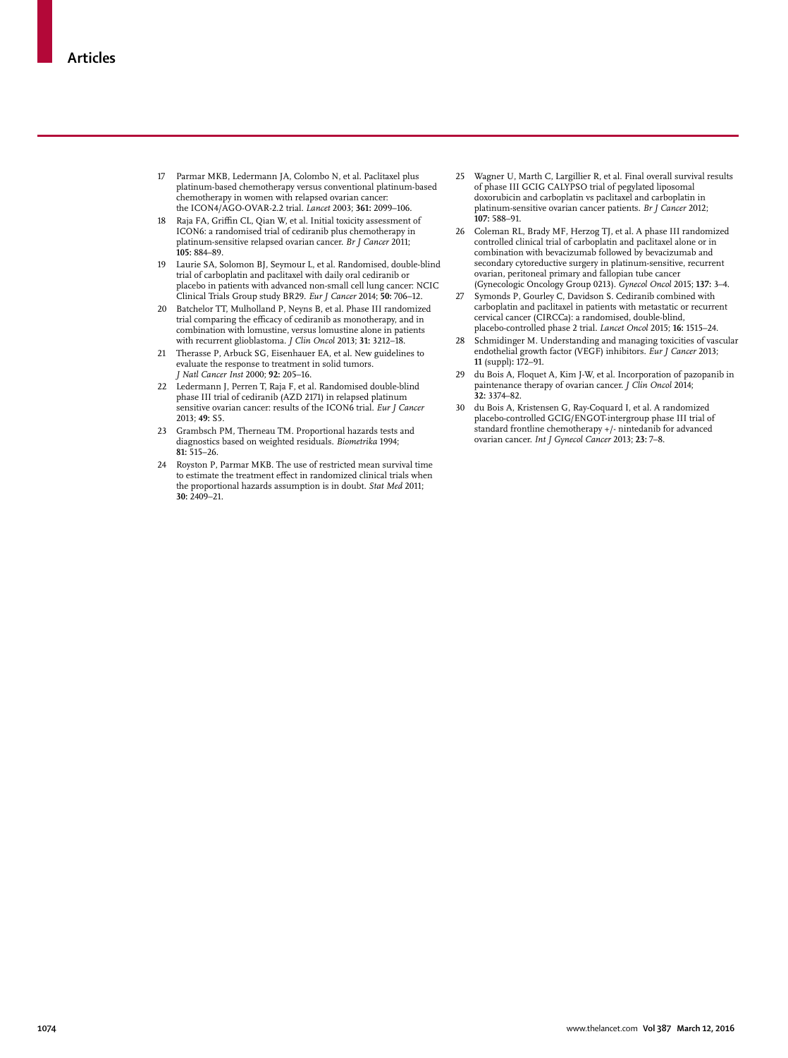17 Parmar MKB, Ledermann JA, Colombo N, et al. Paclitaxel plus platinum-based chemotherapy versus conventional platinum-based chemotherapy in women with relapsed ovarian cancer: the ICON4/AGO-OVAR-2.2 trial. *Lancet* 2003; **361:** 2099–106.

18 Raja FA, Griffin CL, Qian W, et al. Initial toxicity assessment of ICON6: a randomised trial of cediranib plus chemotherapy in platinum-sensitive relapsed ovarian cancer. *Br J Cancer* 2011; **105:** 884–89.

19 Laurie SA, Solomon BJ, Seymour L, et al. Randomised, double-blind trial of carboplatin and paclitaxel with daily oral cediranib or placebo in patients with advanced non-small cell lung cancer: NCIC Clinical Trials Group study BR29. *Eur J Cancer* 2014; **50:** 706–12.

20 Batchelor TT, Mulholland P, Neyns B, et al. Phase III randomized trial comparing the efficacy of cediranib as monotherapy, and in combination with lomustine, versus lomustine alone in patients with recurrent glioblastoma. *J Clin Oncol* 2013; **31:** 3212–18.

21 Therasse P, Arbuck SG, Eisenhauer EA, et al. New guidelines to evaluate the response to treatment in solid tumors. *J Natl Cancer Inst* 2000; **92:** 205–16.

22 Ledermann J, Perren T, Raja F, et al. Randomised double-blind phase III trial of cediranib (AZD 2171) in relapsed platinum sensitive ovarian cancer: results of the ICON6 trial. *Eur J Cancer* 2013; **49:** S5.

23 Grambsch PM, Therneau TM. Proportional hazards tests and diagnostics based on weighted residuals. *Biometrika* 1994; **81:** 515–26.

24 Royston P, Parmar MKB. The use of restricted mean survival time to estimate the treatment effect in randomized clinical trials when the proportional hazards assumption is in doubt. *Stat Med* 2011; **30:** 2409–21.

25 Wagner U, Marth C, Largillier R, et al. Final overall survival results of phase III GCIG CALYPSO trial of pegylated liposomal doxorubicin and carboplatin vs paclitaxel and carboplatin in platinum-sensitive ovarian cancer patients. *Br J Cancer* 2012; **107:** 588–91.

26 Coleman RL, Brady MF, Herzog TJ, et al. A phase III randomized controlled clinical trial of carboplatin and paclitaxel alone or in combination with bevacizumab followed by bevacizumab and secondary cytoreductive surgery in platinum-sensitive, recurrent ovarian, peritoneal primary and fallopian tube cancer (Gynecologic Oncology Group 0213). *Gynecol Oncol* 2015; **137:** 3–4.

27 Symonds P, Gourley C, Davidson S. Cediranib combined with carboplatin and paclitaxel in patients with metastatic or recurrent cervical cancer (CIRCCa): a randomised, double-blind, placebo-controlled phase 2 trial. *Lancet Oncol* 2015; **16:** 1515–24.

28 Schmidinger M. Understanding and managing toxicities of vascular endothelial growth factor (VEGF) inhibitors. *Eur J Cancer* 2013; **11** (suppl)**:** 172–91.

29 du Bois A, Floquet A, Kim J-W, et al. Incorporation of pazopanib in paintenance therapy of ovarian cancer. *J Clin Oncol* 2014; **32:** 3374–82.

30 du Bois A, Kristensen G, Ray-Coquard I, et al. A randomized placebo-controlled GCIG/ENGOT-intergroup phase III trial of standard frontline chemotherapy +/- nintedanib for advanced ovarian cancer. *Int J Gynecol Cancer* 2013; **23:** 7–8.